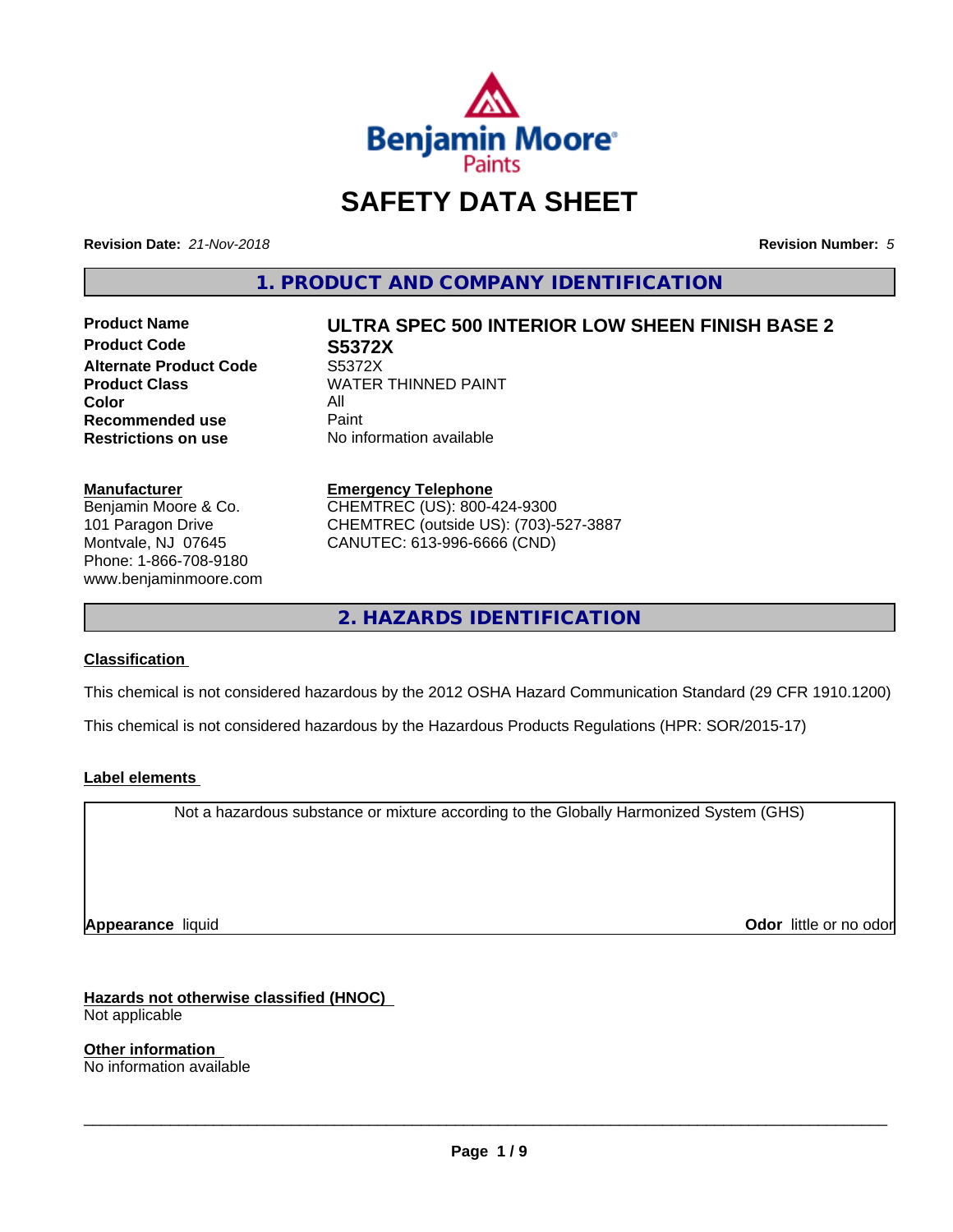# SAFETY DATA SHEET

**Revision Date:** *21-Nov-2018*

**Revision Number:** *5*

## 1. PRODUCT AND COMPANY IDENTIFICATION

| | |
|---|---|
| **Product Name** | **ULTRA SPEC 500 INTERIOR LOW SHEEN FINISH BASE 2** |
| **Product Code** | **S5372X** |
| **Alternate Product Code** | S5372X |
| **Product Class** | WATER THINNED PAINT |
| **Color** | All |
| **Recommended use** | Paint |
| **Restrictions on use** | No information available |

**Manufacturer**
Benjamin Moore & Co.
101 Paragon Drive
Montvale, NJ 07645
Phone: 1-866-708-9180
www.benjaminmoore.com

**Emergency Telephone**
CHEMTREC (US): 800-424-9300
CHEMTREC (outside US): (703)-527-3887
CANUTEC: 613-996-6666 (CND)

## 2. HAZARDS IDENTIFICATION

**Classification**

This chemical is not considered hazardous by the 2012 OSHA Hazard Communication Standard (29 CFR 1910.1200)

This chemical is not considered hazardous by the Hazardous Products Regulations (HPR: SOR/2015-17)

**Label elements**

Not a hazardous substance or mixture according to the Globally Harmonized System (GHS)

**Appearance** liquid

**Odor** little or no odor

**Hazards not otherwise classified (HNOC)**
Not applicable

**Other information**
No information available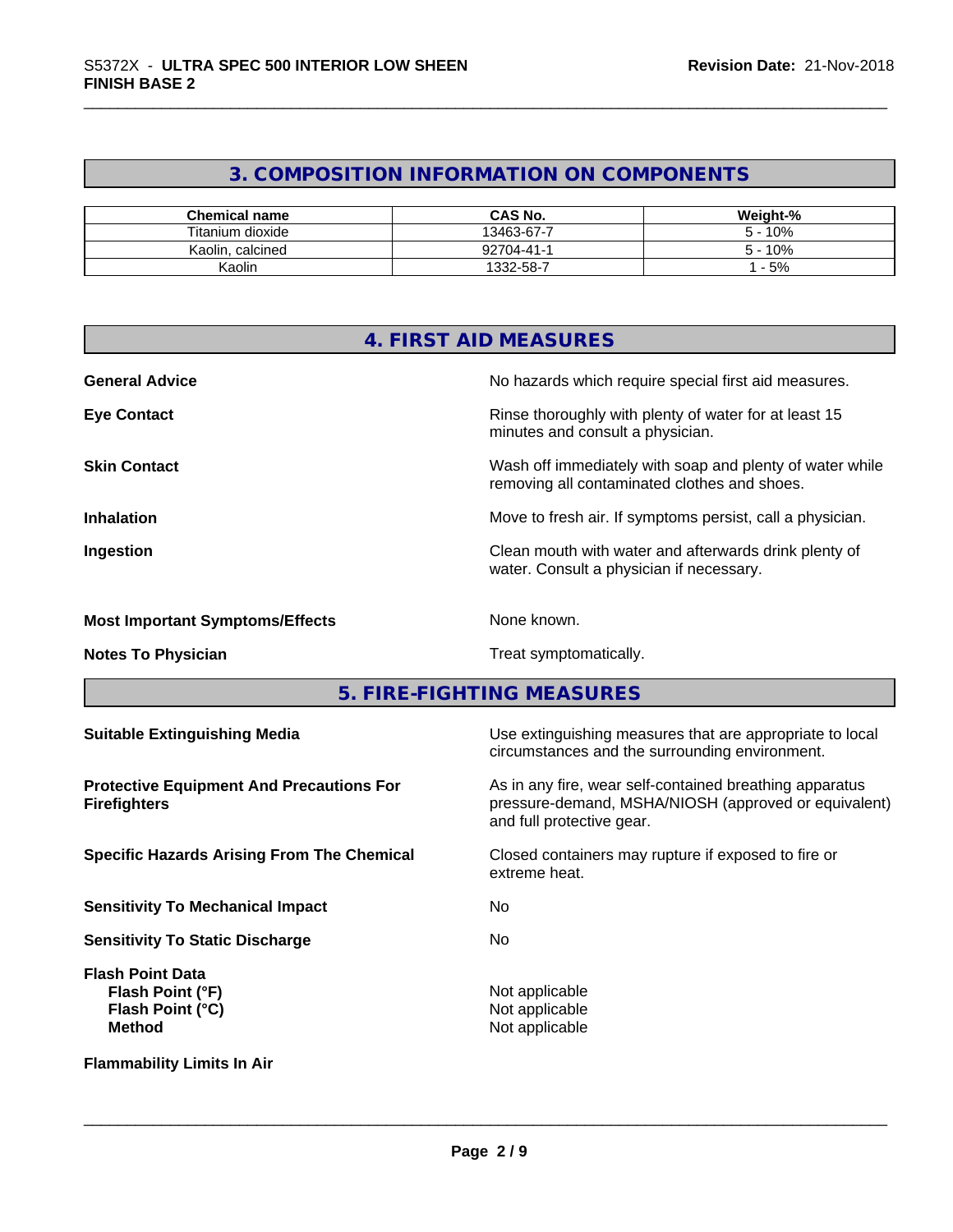## 3. COMPOSITION INFORMATION ON COMPONENTS

| Chemical name | CAS No. | Weight-% |
|---|---|---|
| Titanium dioxide | 13463-67-7 | 5 - 10% |
| Kaolin, calcined | 92704-41-1 | 5 - 10% |
| Kaolin | 1332-58-7 | 1 - 5% |

## 4. FIRST AID MEASURES

**General Advice** No hazards which require special first aid measures.

**Eye Contact** Rinse thoroughly with plenty of water for at least 15 minutes and consult a physician.

**Skin Contact** Wash off immediately with soap and plenty of water while removing all contaminated clothes and shoes.

**Inhalation** Move to fresh air. If symptoms persist, call a physician.

**Ingestion** Clean mouth with water and afterwards drink plenty of water. Consult a physician if necessary.

**Most Important Symptoms/Effects** None known.

**Notes To Physician** Treat symptomatically.

## 5. FIRE-FIGHTING MEASURES

**Suitable Extinguishing Media** Use extinguishing measures that are appropriate to local circumstances and the surrounding environment.

**Protective Equipment And Precautions For Firefighters** As in any fire, wear self-contained breathing apparatus pressure-demand, MSHA/NIOSH (approved or equivalent) and full protective gear.

**Specific Hazards Arising From The Chemical** Closed containers may rupture if exposed to fire or extreme heat.

**Sensitivity To Mechanical Impact** No

**Sensitivity To Static Discharge** No

**Flash Point Data**
**Flash Point (°F)** Not applicable
**Flash Point (°C)** Not applicable
**Method** Not applicable

**Flammability Limits In Air**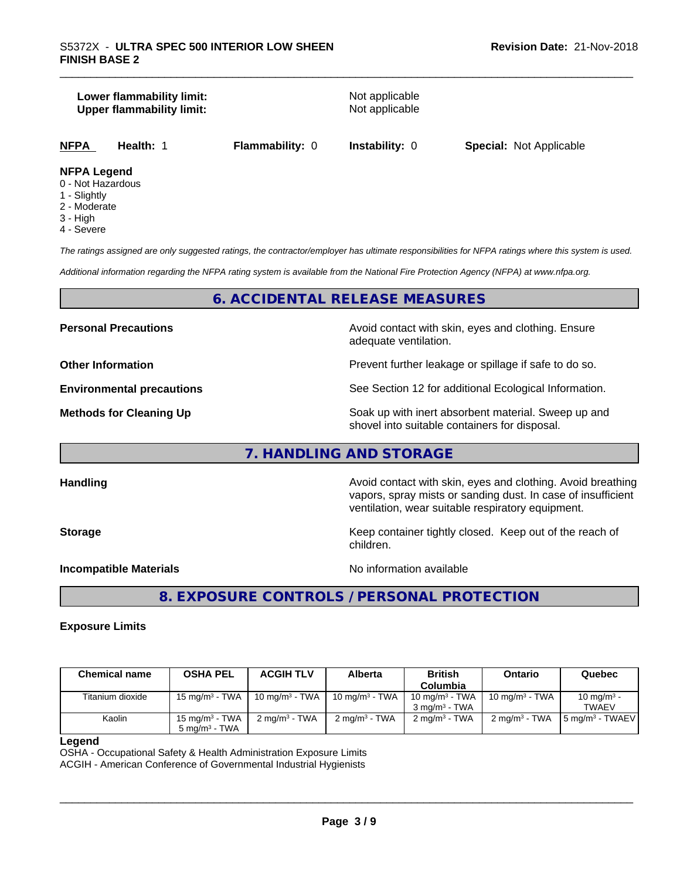| | |
|---|---|
| **Lower flammability limit:** | Not applicable |
| **Upper flammability limit:** | Not applicable |

**NFPA** **Health:** 1 **Flammability:** 0 **Instability:** 0 **Special:** Not Applicable

**NFPA Legend**
0 - Not Hazardous
1 - Slightly
2 - Moderate
3 - High
4 - Severe

*The ratings assigned are only suggested ratings, the contractor/employer has ultimate responsibilities for NFPA ratings where this system is used.*

*Additional information regarding the NFPA rating system is available from the National Fire Protection Agency (NFPA) at www.nfpa.org.*

## 6. ACCIDENTAL RELEASE MEASURES

| | |
|---|---|
| **Personal Precautions** | Avoid contact with skin, eyes and clothing. Ensure adequate ventilation. |
| **Other Information** | Prevent further leakage or spillage if safe to do so. |
| **Environmental precautions** | See Section 12 for additional Ecological Information. |
| **Methods for Cleaning Up** | Soak up with inert absorbent material. Sweep up and shovel into suitable containers for disposal. |

## 7. HANDLING AND STORAGE

| | |
|---|---|
| **Handling** | Avoid contact with skin, eyes and clothing. Avoid breathing vapors, spray mists or sanding dust. In case of insufficient ventilation, wear suitable respiratory equipment. |
| **Storage** | Keep container tightly closed. Keep out of the reach of children. |
| **Incompatible Materials** | No information available |

## 8. EXPOSURE CONTROLS / PERSONAL PROTECTION

### Exposure Limits

| Chemical name | OSHA PEL | ACGIH TLV | Alberta | British Columbia | Ontario | Quebec |
|---|---|---|---|---|---|---|
| Titanium dioxide | 15 mg/m³ - TWA | 10 mg/m³ - TWA | 10 mg/m³ - TWA | 10 mg/m³ - TWA<br>3 mg/m³ - TWA | 10 mg/m³ - TWA | 10 mg/m³ - TWAEV |
| Kaolin | 15 mg/m³ - TWA<br>5 mg/m³ - TWA | 2 mg/m³ - TWA | 2 mg/m³ - TWA | 2 mg/m³ - TWA | 2 mg/m³ - TWA | 5 mg/m³ - TWAEV |

**Legend**
OSHA - Occupational Safety & Health Administration Exposure Limits
ACGIH - American Conference of Governmental Industrial Hygienists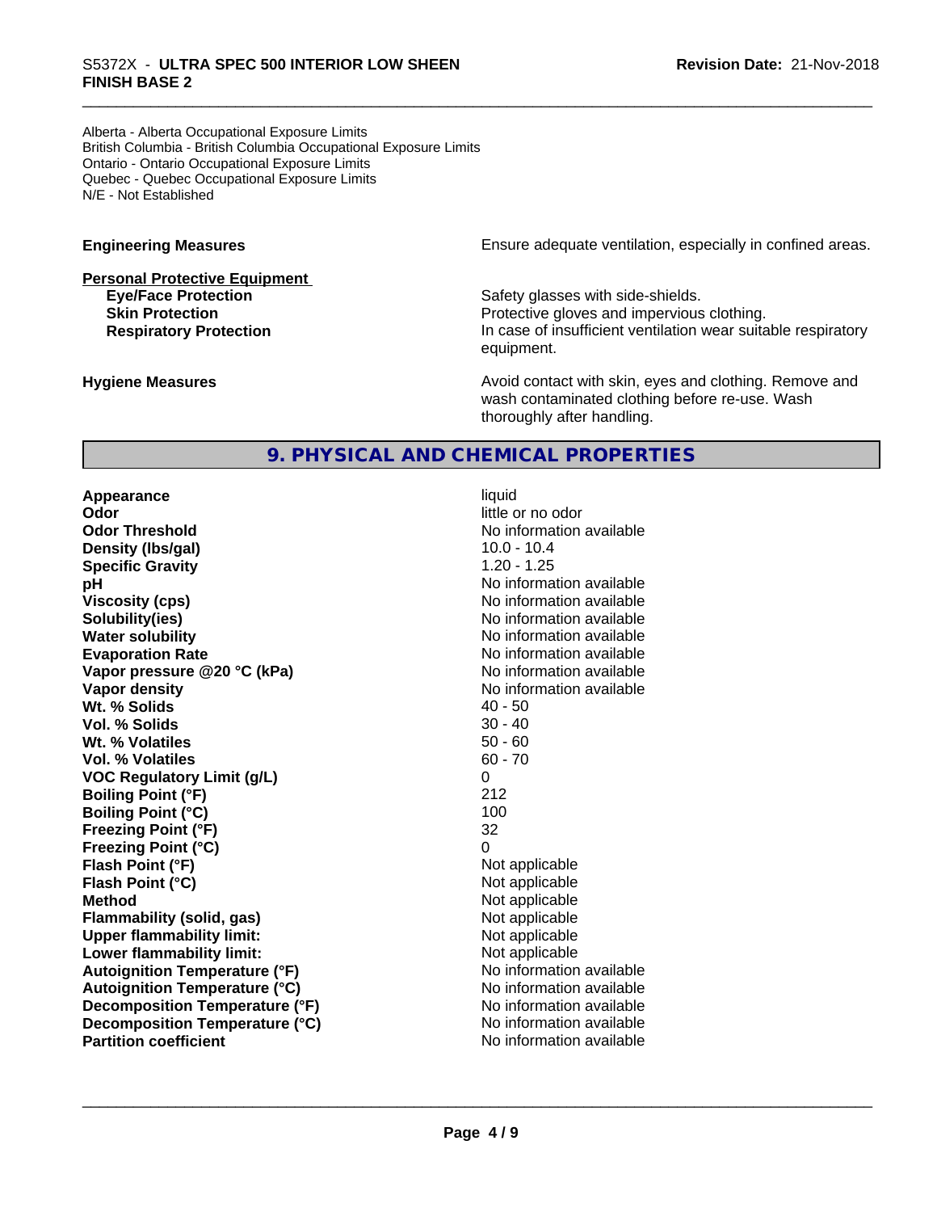Alberta - Alberta Occupational Exposure Limits
British Columbia - British Columbia Occupational Exposure Limits
Ontario - Ontario Occupational Exposure Limits
Quebec - Quebec Occupational Exposure Limits
N/E - Not Established

**Engineering Measures** Ensure adequate ventilation, especially in confined areas.

**Personal Protective Equipment**

| | |
|---|---|
| **Eye/Face Protection** | Safety glasses with side-shields. |
| **Skin Protection** | Protective gloves and impervious clothing. |
| **Respiratory Protection** | In case of insufficient ventilation wear suitable respiratory equipment. |

**Hygiene Measures** Avoid contact with skin, eyes and clothing. Remove and wash contaminated clothing before re-use. Wash thoroughly after handling.

## 9. PHYSICAL AND CHEMICAL PROPERTIES

| | |
|---|---|
| **Appearance** | liquid |
| **Odor** | little or no odor |
| **Odor Threshold** | No information available |
| **Density (lbs/gal)** | 10.0 - 10.4 |
| **Specific Gravity** | 1.20 - 1.25 |
| **pH** | No information available |
| **Viscosity (cps)** | No information available |
| **Solubility(ies)** | No information available |
| **Water solubility** | No information available |
| **Evaporation Rate** | No information available |
| **Vapor pressure @20 °C (kPa)** | No information available |
| **Vapor density** | No information available |
| **Wt. % Solids** | 40 - 50 |
| **Vol. % Solids** | 30 - 40 |
| **Wt. % Volatiles** | 50 - 60 |
| **Vol. % Volatiles** | 60 - 70 |
| **VOC Regulatory Limit (g/L)** | 0 |
| **Boiling Point (°F)** | 212 |
| **Boiling Point (°C)** | 100 |
| **Freezing Point (°F)** | 32 |
| **Freezing Point (°C)** | 0 |
| **Flash Point (°F)** | Not applicable |
| **Flash Point (°C)** | Not applicable |
| **Method** | Not applicable |
| **Flammability (solid, gas)** | Not applicable |
| **Upper flammability limit:** | Not applicable |
| **Lower flammability limit:** | Not applicable |
| **Autoignition Temperature (°F)** | No information available |
| **Autoignition Temperature (°C)** | No information available |
| **Decomposition Temperature (°F)** | No information available |
| **Decomposition Temperature (°C)** | No information available |
| **Partition coefficient** | No information available |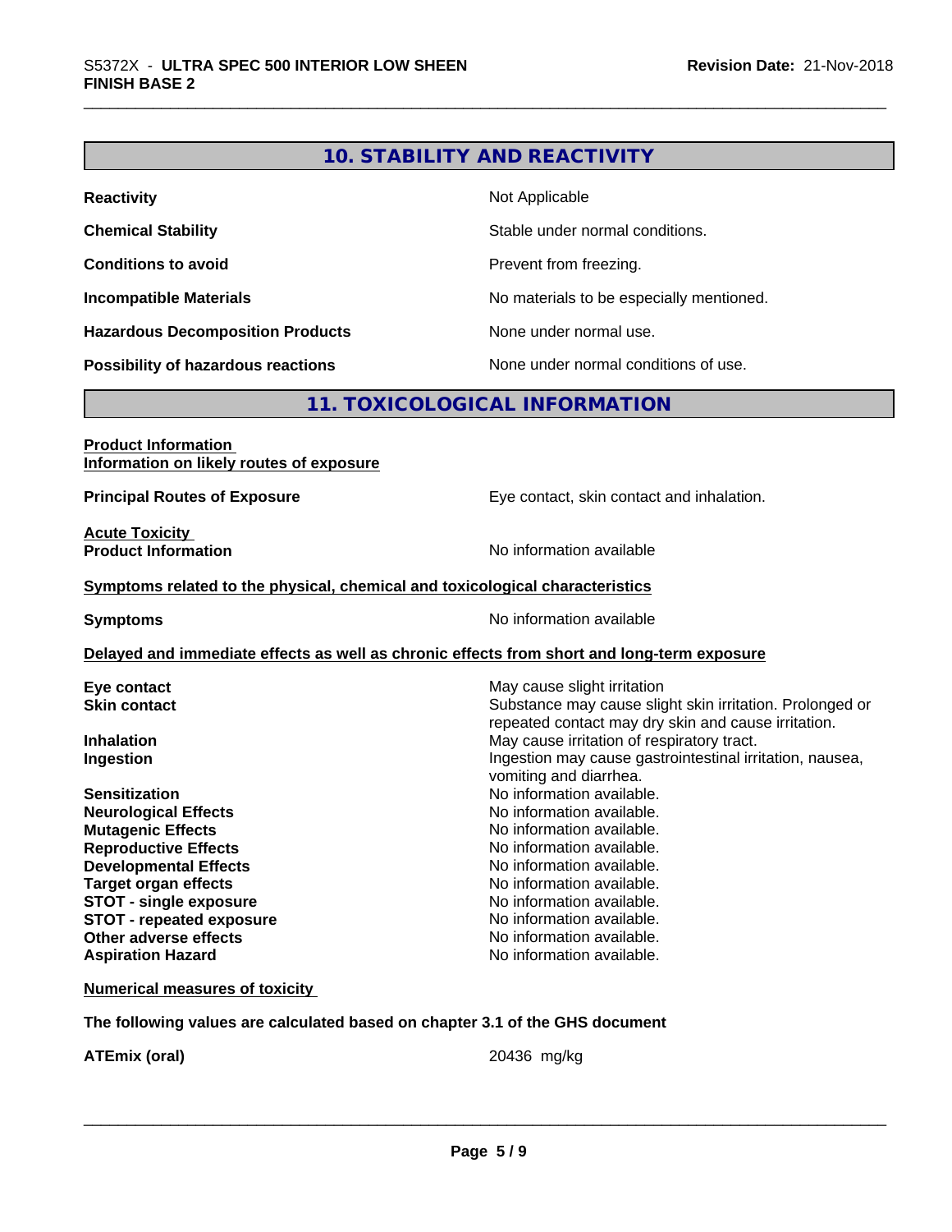## 10. STABILITY AND REACTIVITY

| | |
|---|---|
| **Reactivity** | Not Applicable |
| **Chemical Stability** | Stable under normal conditions. |
| **Conditions to avoid** | Prevent from freezing. |
| **Incompatible Materials** | No materials to be especially mentioned. |
| **Hazardous Decomposition Products** | None under normal use. |
| **Possibility of hazardous reactions** | None under normal conditions of use. |

## 11. TOXICOLOGICAL INFORMATION

**Product Information**
**Information on likely routes of exposure**

| | |
|---|---|
| **Principal Routes of Exposure** | Eye contact, skin contact and inhalation. |

**Acute Toxicity**

| | |
|---|---|
| **Product Information** | No information available |

**Symptoms related to the physical, chemical and toxicological characteristics**

| | |
|---|---|
| **Symptoms** | No information available |

**Delayed and immediate effects as well as chronic effects from short and long-term exposure**

| | |
|---|---|
| **Eye contact** | May cause slight irritation |
| **Skin contact** | Substance may cause slight skin irritation. Prolonged or repeated contact may dry skin and cause irritation. |
| **Inhalation** | May cause irritation of respiratory tract. |
| **Ingestion** | Ingestion may cause gastrointestinal irritation, nausea, vomiting and diarrhea. |
| **Sensitization** | No information available. |
| **Neurological Effects** | No information available. |
| **Mutagenic Effects** | No information available. |
| **Reproductive Effects** | No information available. |
| **Developmental Effects** | No information available. |
| **Target organ effects** | No information available. |
| **STOT - single exposure** | No information available. |
| **STOT - repeated exposure** | No information available. |
| **Other adverse effects** | No information available. |
| **Aspiration Hazard** | No information available. |

**Numerical measures of toxicity**

**The following values are calculated based on chapter 3.1 of the GHS document**

| | |
|---|---|
| **ATEmix (oral)** | 20436 mg/kg |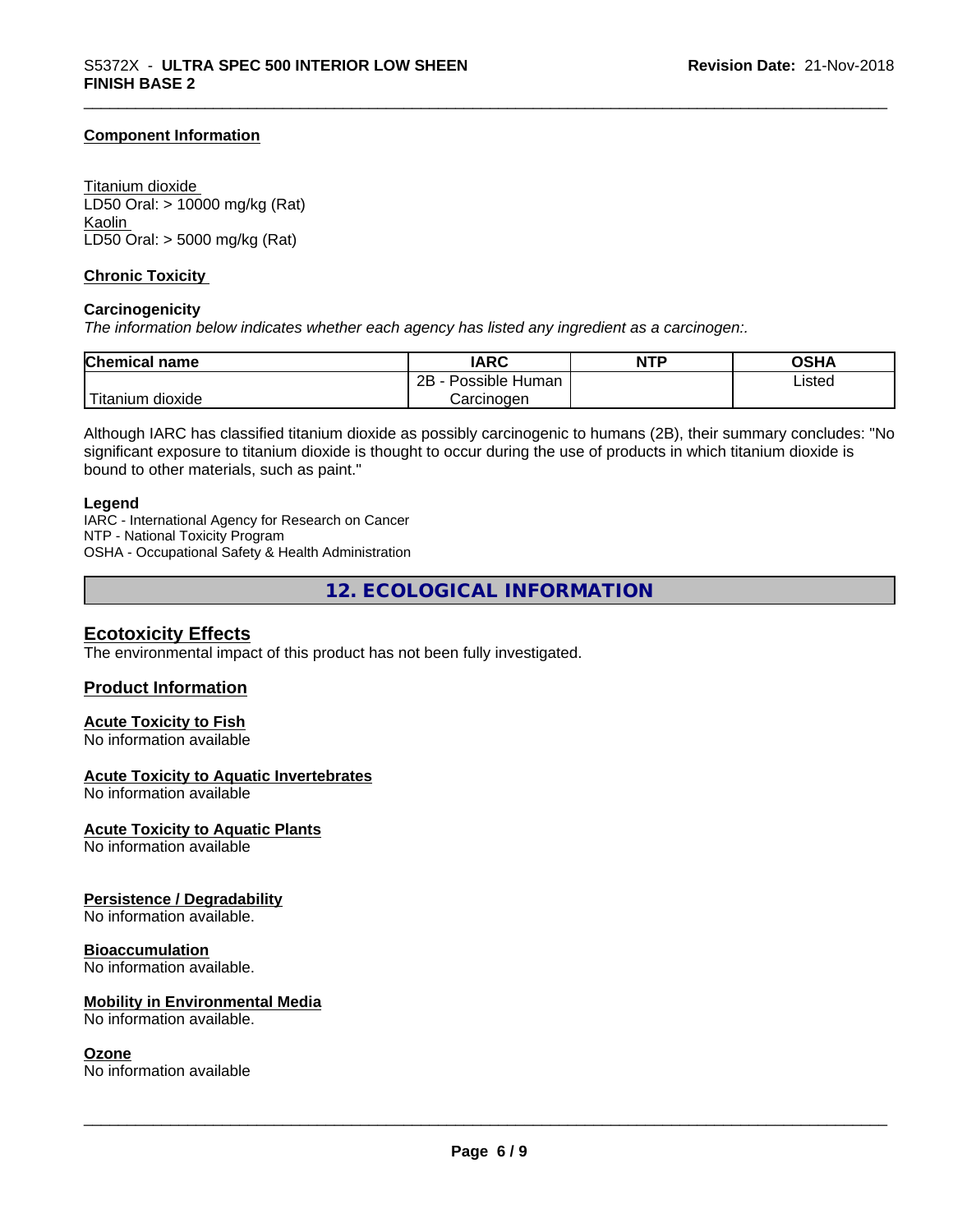### Component Information

Titanium dioxide
LD50 Oral: > 10000 mg/kg (Rat)
Kaolin
LD50 Oral: > 5000 mg/kg (Rat)

### Chronic Toxicity

**Carcinogenicity**
*The information below indicates whether each agency has listed any ingredient as a carcinogen:.*

| Chemical name | IARC | NTP | OSHA |
| --- | --- | --- | --- |
| Titanium dioxide | 2B - Possible Human Carcinogen | | Listed |

Although IARC has classified titanium dioxide as possibly carcinogenic to humans (2B), their summary concludes: "No significant exposure to titanium dioxide is thought to occur during the use of products in which titanium dioxide is bound to other materials, such as paint."

**Legend**
IARC - International Agency for Research on Cancer
NTP - National Toxicity Program
OSHA - Occupational Safety & Health Administration

## 12. ECOLOGICAL INFORMATION

### Ecotoxicity Effects

The environmental impact of this product has not been fully investigated.

### Product Information

**Acute Toxicity to Fish**
No information available

**Acute Toxicity to Aquatic Invertebrates**
No information available

**Acute Toxicity to Aquatic Plants**
No information available

**Persistence / Degradability**
No information available.

**Bioaccumulation**
No information available.

**Mobility in Environmental Media**
No information available.

**Ozone**
No information available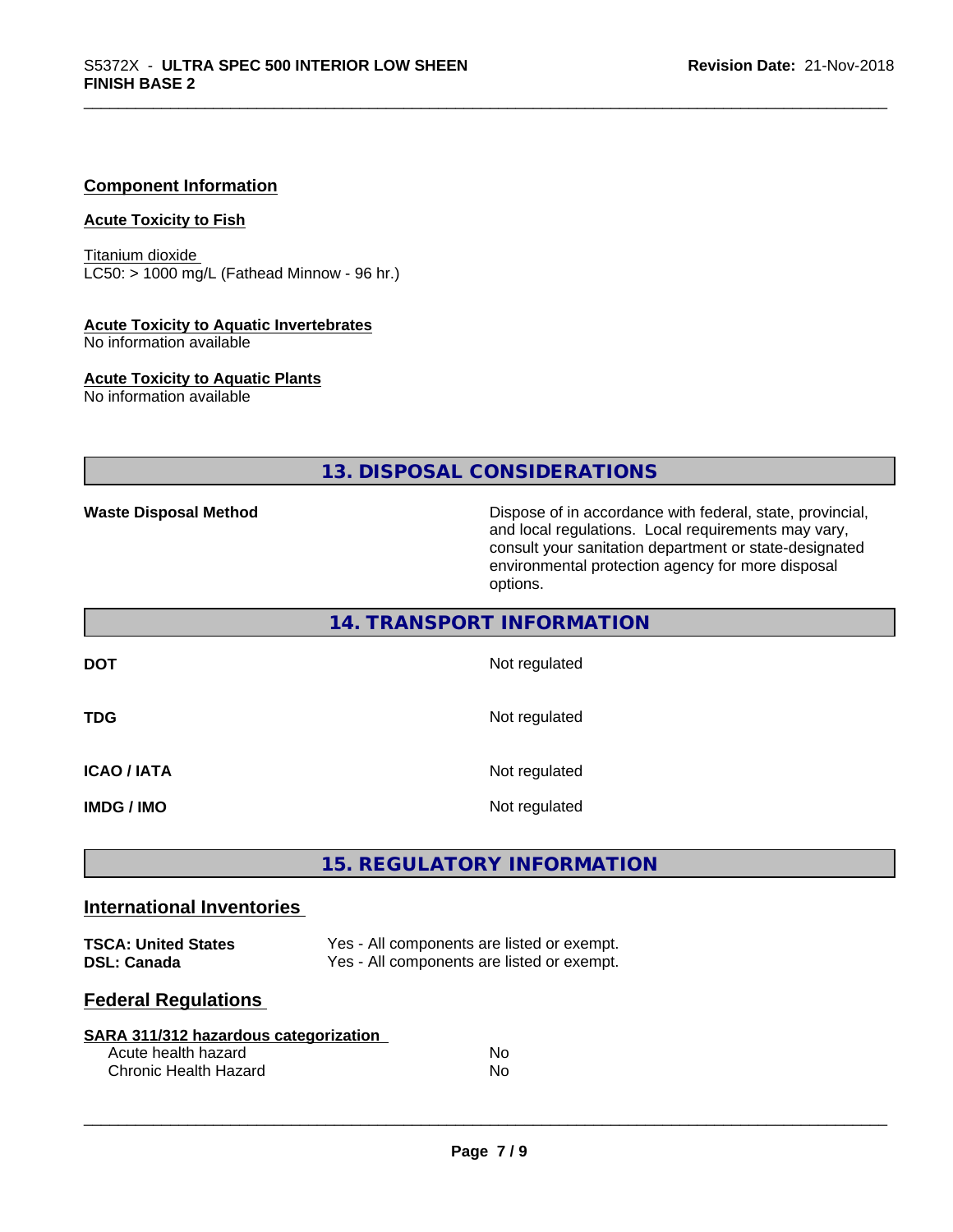**Component Information**

**Acute Toxicity to Fish**

Titanium dioxide
LC50: > 1000 mg/L (Fathead Minnow - 96 hr.)

**Acute Toxicity to Aquatic Invertebrates**
No information available

**Acute Toxicity to Aquatic Plants**
No information available

## 13. DISPOSAL CONSIDERATIONS

| | |
|---|---|
| **Waste Disposal Method** | Dispose of in accordance with federal, state, provincial, and local regulations. Local requirements may vary, consult your sanitation department or state-designated environmental protection agency for more disposal options. |

## 14. TRANSPORT INFORMATION

| | |
|---|---|
| **DOT** | Not regulated |
| **TDG** | Not regulated |
| **ICAO / IATA** | Not regulated |
| **IMDG / IMO** | Not regulated |

## 15. REGULATORY INFORMATION

### International Inventories

| | |
|---|---|
| **TSCA: United States** | Yes - All components are listed or exempt. |
| **DSL: Canada** | Yes - All components are listed or exempt. |

### Federal Regulations

**SARA 311/312 hazardous categorization**

| | |
|---|---|
| Acute health hazard | No |
| Chronic Health Hazard | No |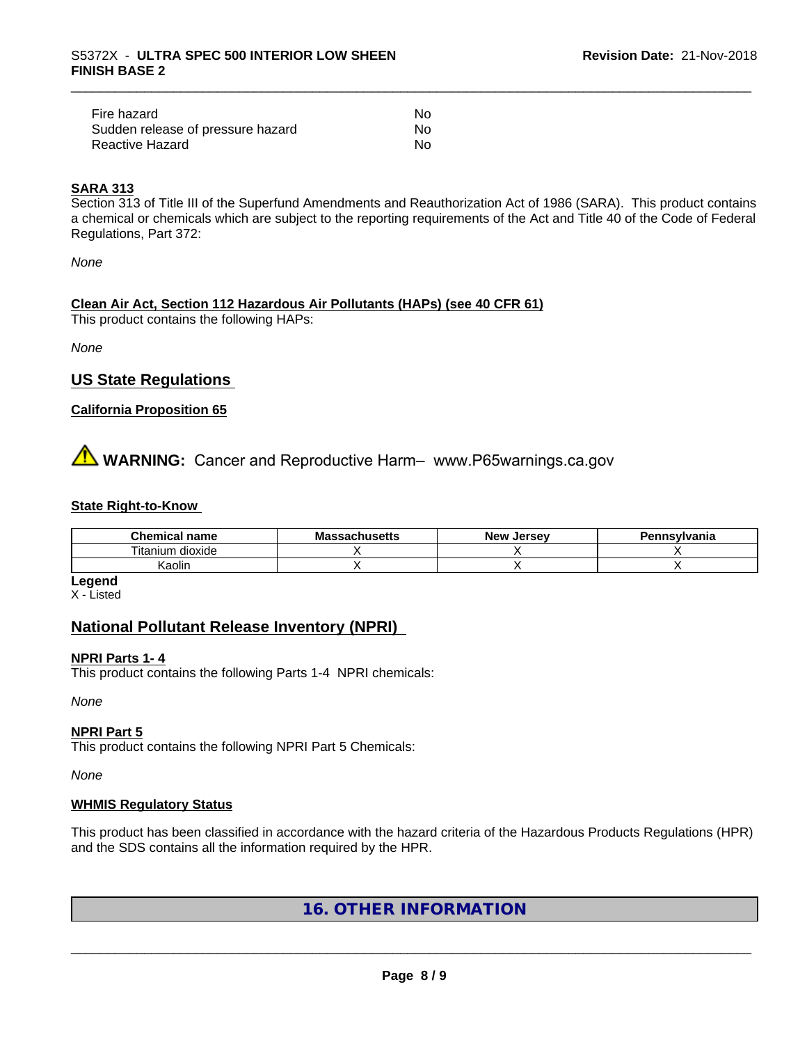| | |
|---|---|
| Fire hazard | No |
| Sudden release of pressure hazard | No |
| Reactive Hazard | No |

**SARA 313**

Section 313 of Title III of the Superfund Amendments and Reauthorization Act of 1986 (SARA). This product contains a chemical or chemicals which are subject to the reporting requirements of the Act and Title 40 of the Code of Federal Regulations, Part 372:

*None*

**Clean Air Act, Section 112 Hazardous Air Pollutants (HAPs) (see 40 CFR 61)**

This product contains the following HAPs:

*None*

## US State Regulations

**California Proposition 65**

⚠ **WARNING:** Cancer and Reproductive Harm– www.P65warnings.ca.gov

**State Right-to-Know**

| Chemical name | Massachusetts | New Jersey | Pennsylvania |
|---|---|---|---|
| Titanium dioxide | X | X | X |
| Kaolin | X | X | X |

**Legend**

X - Listed

## National Pollutant Release Inventory (NPRI)

**NPRI Parts 1- 4**

This product contains the following Parts 1-4 NPRI chemicals:

*None*

**NPRI Part 5**

This product contains the following NPRI Part 5 Chemicals:

*None*

**WHMIS Regulatory Status**

This product has been classified in accordance with the hazard criteria of the Hazardous Products Regulations (HPR) and the SDS contains all the information required by the HPR.

## 16. OTHER INFORMATION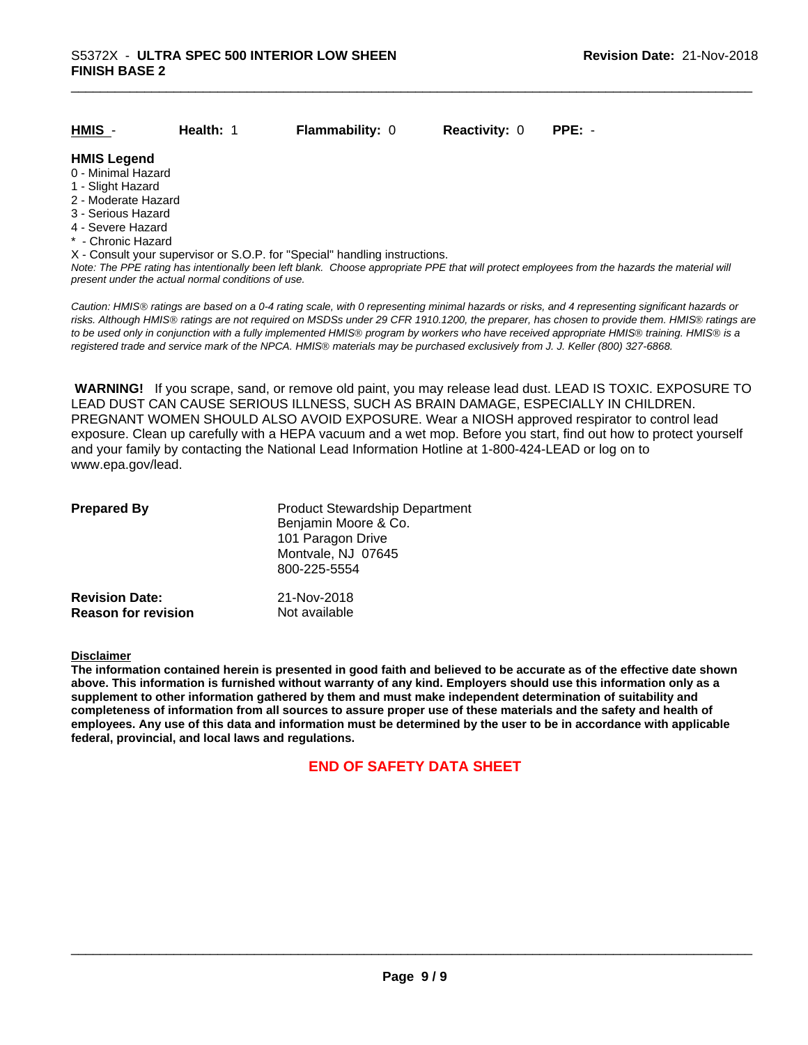| **HMIS** - | **Health:** 1 | **Flammability:** 0 | **Reactivity:** 0 | **PPE:** - |
|---|---|---|---|---|

**HMIS Legend**

0 - Minimal Hazard
1 - Slight Hazard
2 - Moderate Hazard
3 - Serious Hazard
4 - Severe Hazard
* - Chronic Hazard
X - Consult your supervisor or S.O.P. for "Special" handling instructions.

*Note: The PPE rating has intentionally been left blank. Choose appropriate PPE that will protect employees from the hazards the material will present under the actual normal conditions of use.*

*Caution: HMIS® ratings are based on a 0-4 rating scale, with 0 representing minimal hazards or risks, and 4 representing significant hazards or risks. Although HMIS® ratings are not required on MSDSs under 29 CFR 1910.1200, the preparer, has chosen to provide them. HMIS® ratings are to be used only in conjunction with a fully implemented HMIS® program by workers who have received appropriate HMIS® training. HMIS® is a registered trade and service mark of the NPCA. HMIS® materials may be purchased exclusively from J. J. Keller (800) 327-6868.*

**WARNING!** If you scrape, sand, or remove old paint, you may release lead dust. LEAD IS TOXIC. EXPOSURE TO LEAD DUST CAN CAUSE SERIOUS ILLNESS, SUCH AS BRAIN DAMAGE, ESPECIALLY IN CHILDREN. PREGNANT WOMEN SHOULD ALSO AVOID EXPOSURE. Wear a NIOSH approved respirator to control lead exposure. Clean up carefully with a HEPA vacuum and a wet mop. Before you start, find out how to protect yourself and your family by contacting the National Lead Information Hotline at 1-800-424-LEAD or log on to www.epa.gov/lead.

| | |
|---|---|
| **Prepared By** | Product Stewardship Department<br>Benjamin Moore & Co.<br>101 Paragon Drive<br>Montvale, NJ 07645<br>800-225-5554 |
| **Revision Date:** | 21-Nov-2018 |
| **Reason for revision** | Not available |

**Disclaimer**

**The information contained herein is presented in good faith and believed to be accurate as of the effective date shown above. This information is furnished without warranty of any kind. Employers should use this information only as a supplement to other information gathered by them and must make independent determination of suitability and completeness of information from all sources to assure proper use of these materials and the safety and health of employees. Any use of this data and information must be determined by the user to be in accordance with applicable federal, provincial, and local laws and regulations.**

**END OF SAFETY DATA SHEET**